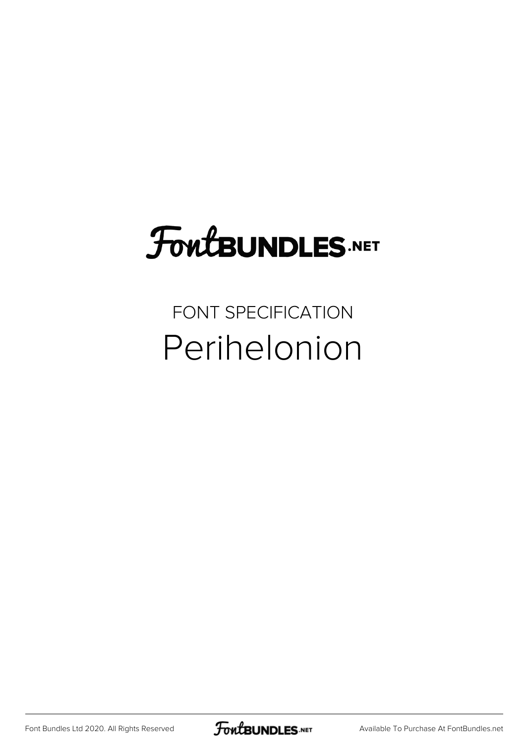FontBUNDLES.NET

FONT SPECIFICATION

# Perihelonion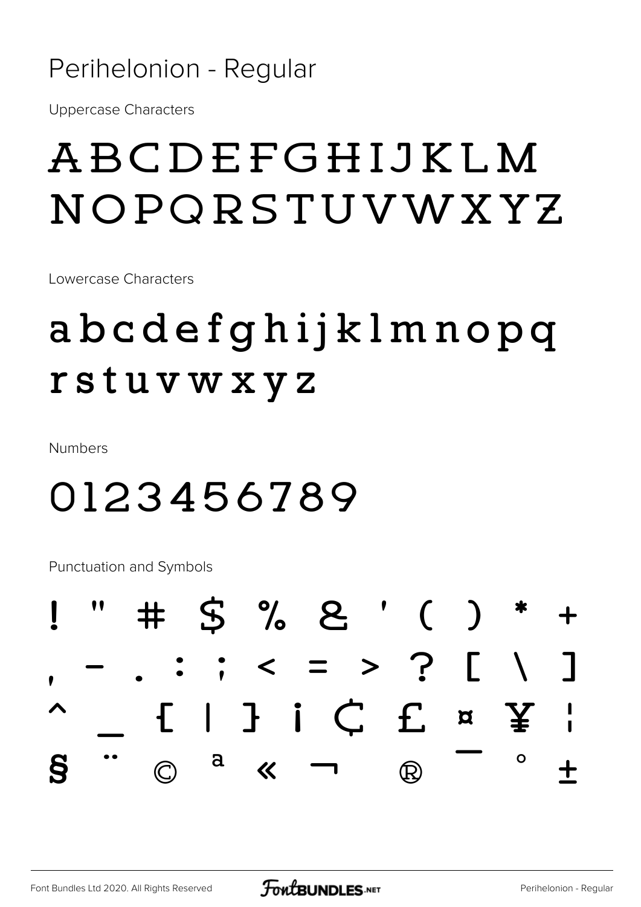# Perihelonion - Regular

Uppercase Characters

ABCDEFGHIJKLM
NOPQRSTUVWXYZ

Lowercase Characters

abcdefghijklmnopq
rstuvwxyz

Numbers

0123456789

Punctuation and Symbols

! " # $ % & ' ( ) * +
, - . : ; < = > ? [ \ ]
^ _ { | } ¡ ¢ £ ¤ ¥ ¦
§ ¨ © ª « ¬ ® ¯ ° ±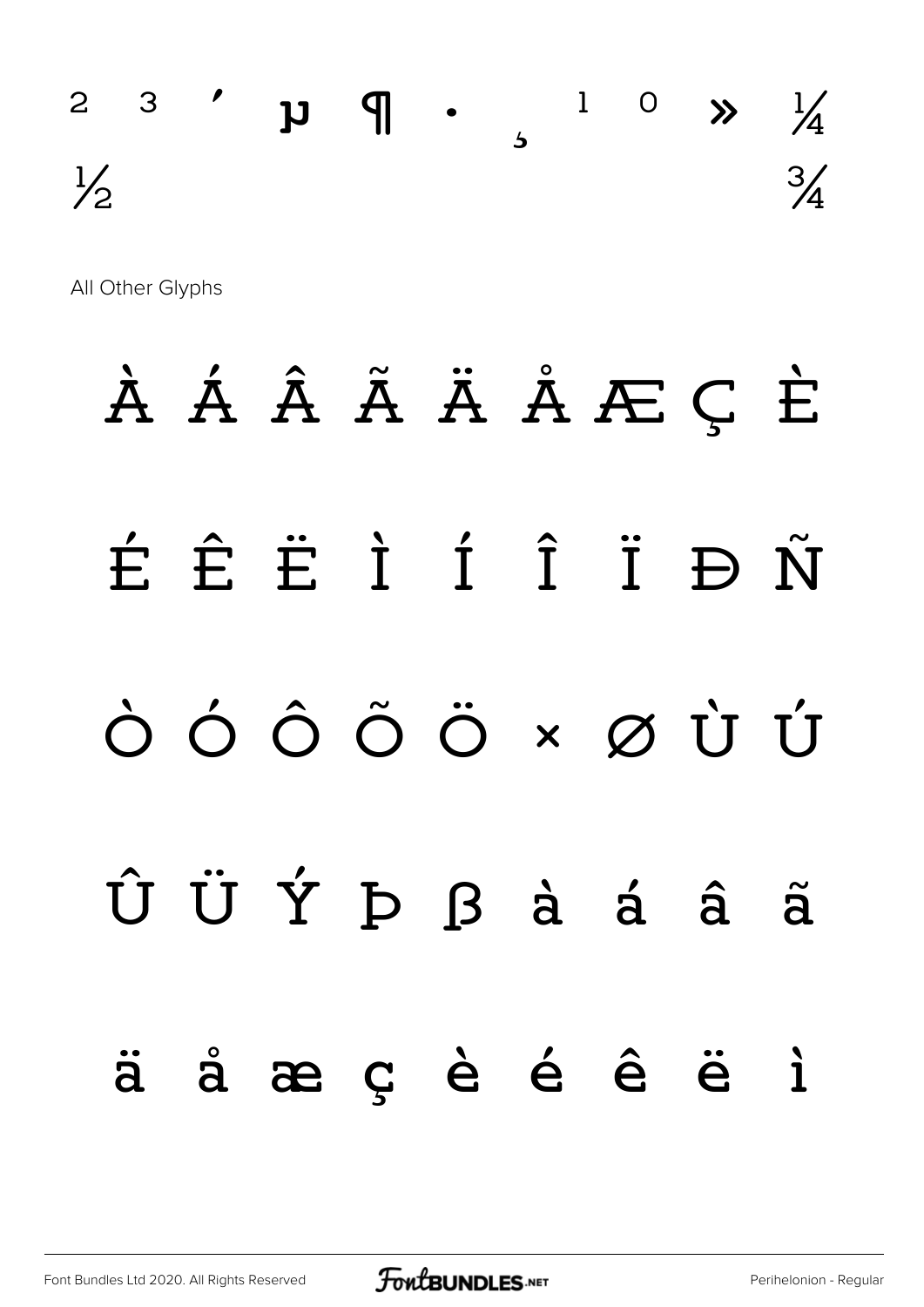² ³ ´ µ ¶ · ¸ ¹ º » ¼
½ ¾

All Other Glyphs

À Á Â Ã Ä Å Æ Ç È

É Ê Ë Ì Í Î Ï Ð Ñ

Ò Ó Ô Õ Ö × Ø Ù Ú

Û Ü Ý Þ ß à á â ã

ä å æ ç è é ê ë ì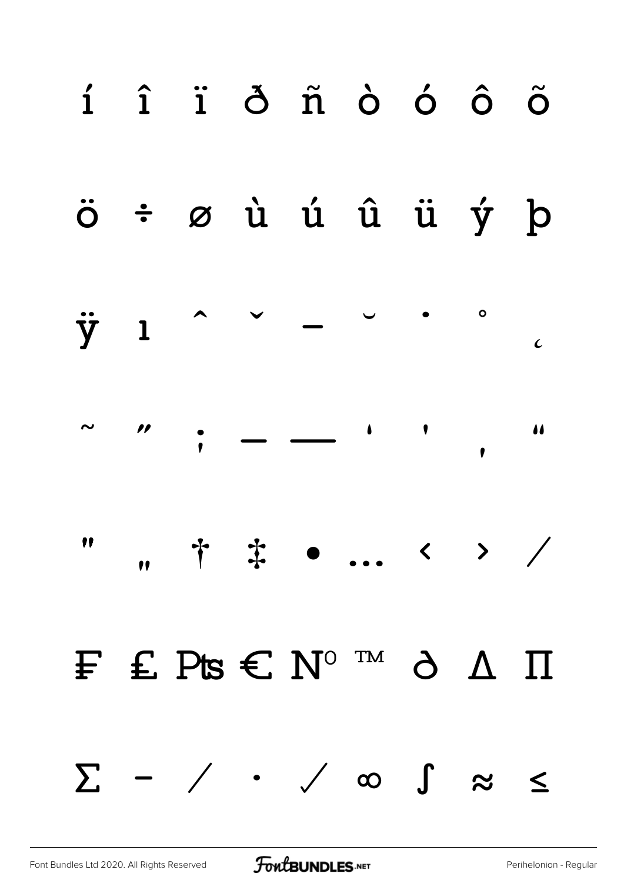í î ï ð ñ ò ó ô õ

ö ÷ ø ù ú û ü ý þ

ÿ ı ˆ ˇ ˉ ˘ ˙ ˚ ˛

˜ ˝ ; – — ‘ ’ ‚ “

” „ † ‡ • … ‹ › ⁄

₣ ₤ ₧ € № ™ ∂ ∆ ∏

∑ − ∕ ∙ √ ∞ ∫ ≈ ≤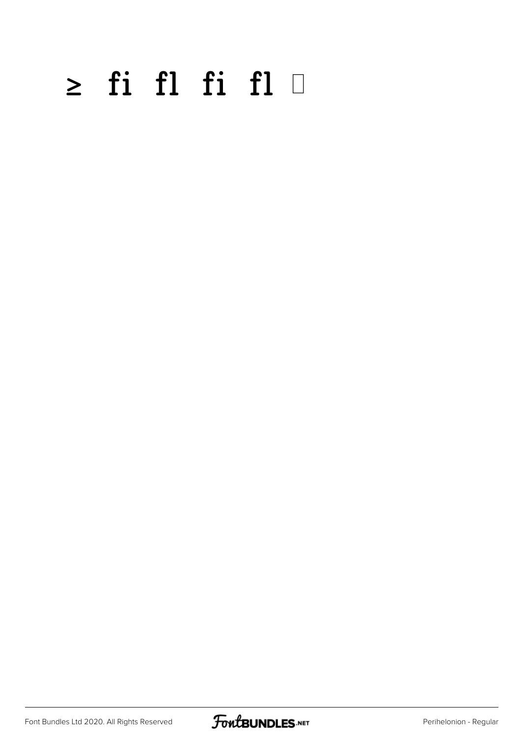≥ fi fl fi fl